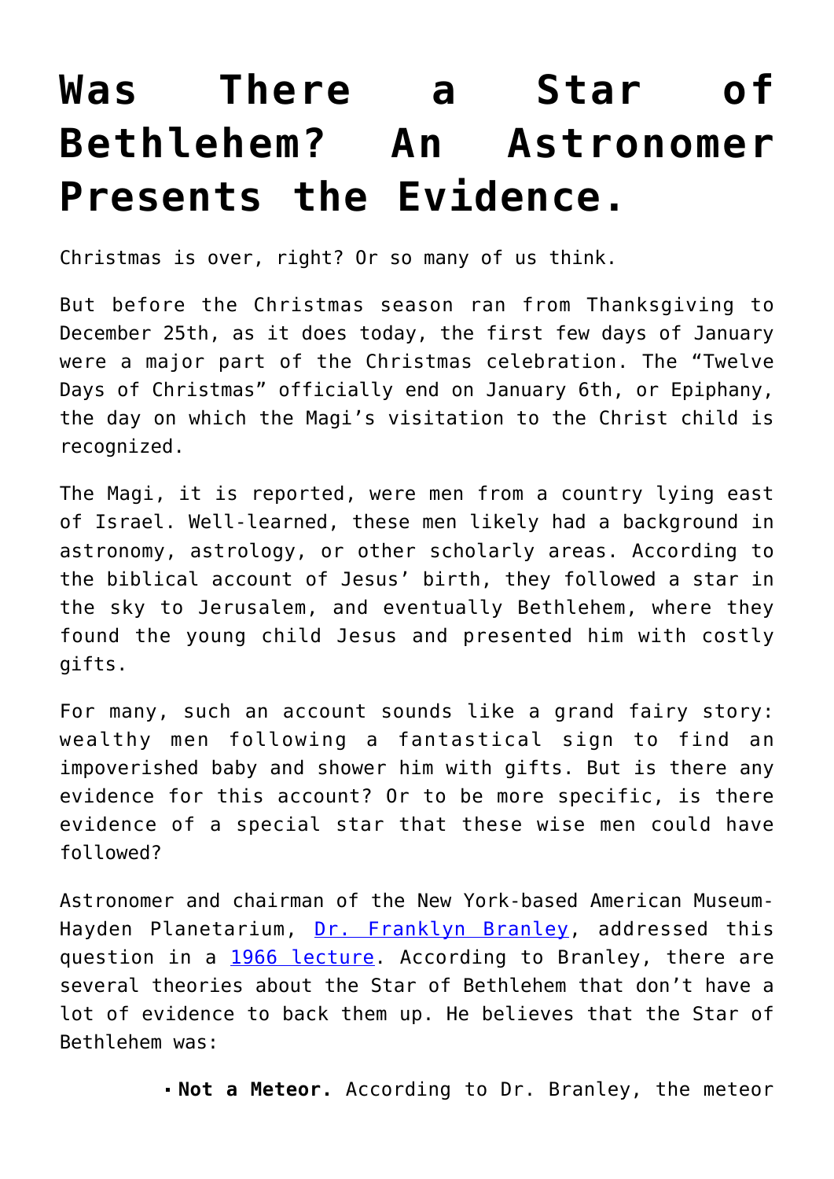# Was There a Star of Bethlehem? An Astronomer Presents the Evidence.

Christmas is over, right? Or so many of us think.

But before the Christmas season ran from Thanksgiving to December 25th, as it does today, the first few days of January were a major part of the Christmas celebration. The "Twelve Days of Christmas" officially end on January 6th, or Epiphany, the day on which the Magi's visitation to the Christ child is recognized.

The Magi, it is reported, were men from a country lying east of Israel. Well-learned, these men likely had a background in astronomy, astrology, or other scholarly areas. According to the biblical account of Jesus' birth, they followed a star in the sky to Jerusalem, and eventually Bethlehem, where they found the young child Jesus and presented him with costly gifts.

For many, such an account sounds like a grand fairy story: wealthy men following a fantastical sign to find an impoverished baby and shower him with gifts. But is there any evidence for this account? Or to be more specific, is there evidence of a special star that these wise men could have followed?

Astronomer and chairman of the New York-based American Museum-Hayden Planetarium, Dr. Franklyn Branley, addressed this question in a 1966 lecture. According to Branley, there are several theories about the Star of Bethlehem that don't have a lot of evidence to back them up. He believes that the Star of Bethlehem was:

- **Not a Meteor.** According to Dr. Branley, the meteor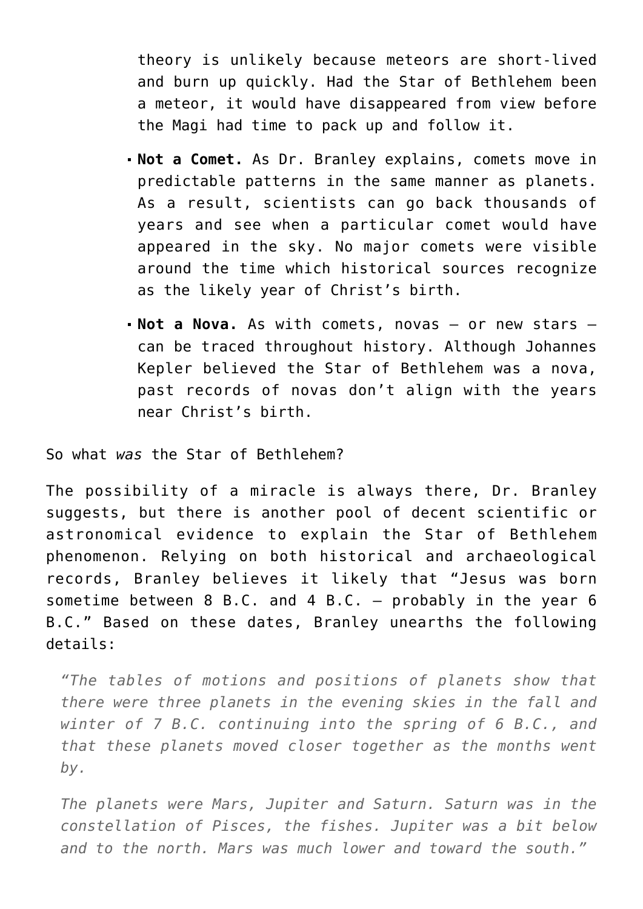theory is unlikely because meteors are short-lived and burn up quickly. Had the Star of Bethlehem been a meteor, it would have disappeared from view before the Magi had time to pack up and follow it.

- **Not a Comet.** As Dr. Branley explains, comets move in predictable patterns in the same manner as planets. As a result, scientists can go back thousands of years and see when a particular comet would have appeared in the sky. No major comets were visible around the time which historical sources recognize as the likely year of Christ's birth.
- **Not a Nova.** As with comets, novas – or new stars – can be traced throughout history. Although Johannes Kepler believed the Star of Bethlehem was a nova, past records of novas don't align with the years near Christ's birth.

So what *was* the Star of Bethlehem?

The possibility of a miracle is always there, Dr. Branley suggests, but there is another pool of decent scientific or astronomical evidence to explain the Star of Bethlehem phenomenon. Relying on both historical and archaeological records, Branley believes it likely that "Jesus was born sometime between 8 B.C. and 4 B.C. – probably in the year 6 B.C." Based on these dates, Branley unearths the following details:

> *"The tables of motions and positions of planets show that there were three planets in the evening skies in the fall and winter of 7 B.C. continuing into the spring of 6 B.C., and that these planets moved closer together as the months went by.*
>
> *The planets were Mars, Jupiter and Saturn. Saturn was in the constellation of Pisces, the fishes. Jupiter was a bit below and to the north. Mars was much lower and toward the south."*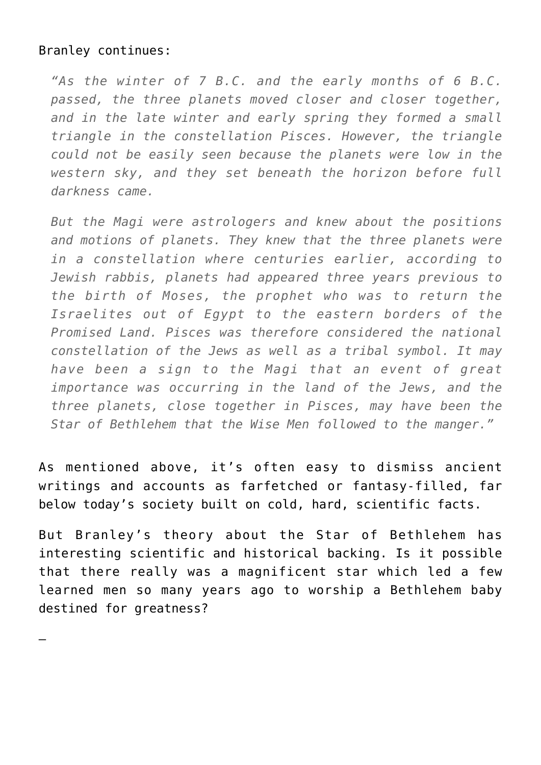Branley continues:

> *"As the winter of 7 B.C. and the early months of 6 B.C. passed, the three planets moved closer and closer together, and in the late winter and early spring they formed a small triangle in the constellation Pisces. However, the triangle could not be easily seen because the planets were low in the western sky, and they set beneath the horizon before full darkness came.*
>
> *But the Magi were astrologers and knew about the positions and motions of planets. They knew that the three planets were in a constellation where centuries earlier, according to Jewish rabbis, planets had appeared three years previous to the birth of Moses, the prophet who was to return the Israelites out of Egypt to the eastern borders of the Promised Land. Pisces was therefore considered the national constellation of the Jews as well as a tribal symbol. It may have been a sign to the Magi that an event of great importance was occurring in the land of the Jews, and the three planets, close together in Pisces, may have been the Star of Bethlehem that the Wise Men followed to the manger."*

As mentioned above, it's often easy to dismiss ancient writings and accounts as farfetched or fantasy-filled, far below today's society built on cold, hard, scientific facts.

But Branley's theory about the Star of Bethlehem has interesting scientific and historical backing. Is it possible that there really was a magnificent star which led a few learned men so many years ago to worship a Bethlehem baby destined for greatness?

—